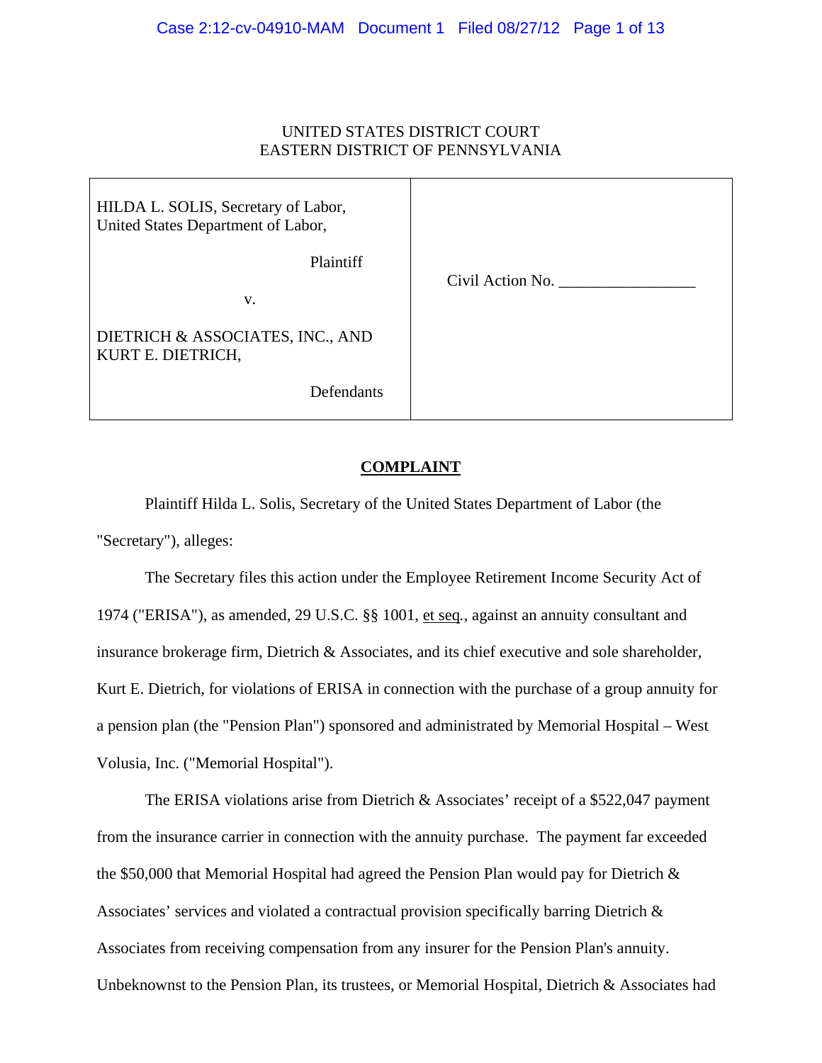UNITED STATES DISTRICT COURT
EASTERN DISTRICT OF PENNSYLVANIA

| | |
|---|---|
| HILDA L. SOLIS, Secretary of Labor, United States Department of Labor,<br><br>Plaintiff<br><br>v.<br><br>DIETRICH & ASSOCIATES, INC., AND KURT E. DIETRICH,<br><br>Defendants | Civil Action No. _________________ |

## **COMPLAINT**

Plaintiff Hilda L. Solis, Secretary of the United States Department of Labor (the "Secretary"), alleges:

The Secretary files this action under the Employee Retirement Income Security Act of 1974 ("ERISA"), as amended, 29 U.S.C. §§ 1001, et seq., against an annuity consultant and insurance brokerage firm, Dietrich & Associates, and its chief executive and sole shareholder, Kurt E. Dietrich, for violations of ERISA in connection with the purchase of a group annuity for a pension plan (the "Pension Plan") sponsored and administrated by Memorial Hospital – West Volusia, Inc. ("Memorial Hospital").

The ERISA violations arise from Dietrich & Associates' receipt of a $522,047 payment from the insurance carrier in connection with the annuity purchase. The payment far exceeded the $50,000 that Memorial Hospital had agreed the Pension Plan would pay for Dietrich & Associates' services and violated a contractual provision specifically barring Dietrich & Associates from receiving compensation from any insurer for the Pension Plan's annuity. Unbeknownst to the Pension Plan, its trustees, or Memorial Hospital, Dietrich & Associates had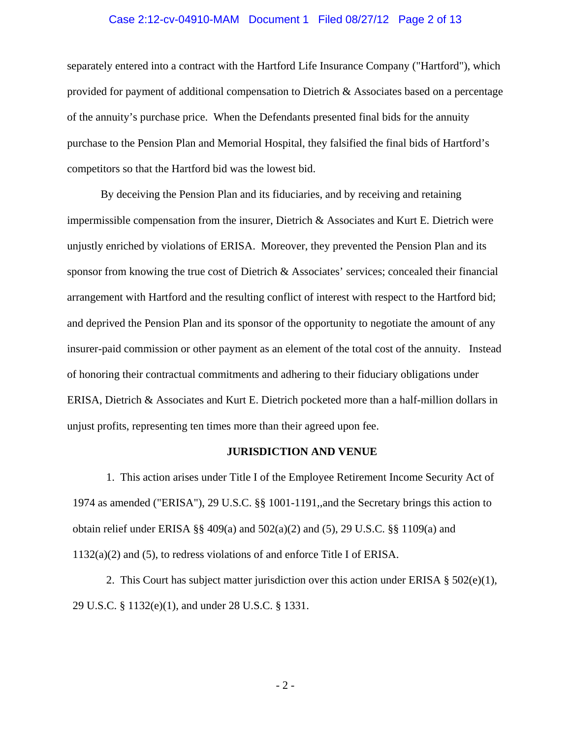separately entered into a contract with the Hartford Life Insurance Company ("Hartford"), which provided for payment of additional compensation to Dietrich & Associates based on a percentage of the annuity's purchase price. When the Defendants presented final bids for the annuity purchase to the Pension Plan and Memorial Hospital, they falsified the final bids of Hartford's competitors so that the Hartford bid was the lowest bid.

By deceiving the Pension Plan and its fiduciaries, and by receiving and retaining impermissible compensation from the insurer, Dietrich & Associates and Kurt E. Dietrich were unjustly enriched by violations of ERISA. Moreover, they prevented the Pension Plan and its sponsor from knowing the true cost of Dietrich & Associates' services; concealed their financial arrangement with Hartford and the resulting conflict of interest with respect to the Hartford bid; and deprived the Pension Plan and its sponsor of the opportunity to negotiate the amount of any insurer-paid commission or other payment as an element of the total cost of the annuity. Instead of honoring their contractual commitments and adhering to their fiduciary obligations under ERISA, Dietrich & Associates and Kurt E. Dietrich pocketed more than a half-million dollars in unjust profits, representing ten times more than their agreed upon fee.

**JURISDICTION AND VENUE**

1. This action arises under Title I of the Employee Retirement Income Security Act of 1974 as amended ("ERISA"), 29 U.S.C. §§ 1001-1191,,and the Secretary brings this action to obtain relief under ERISA §§ 409(a) and 502(a)(2) and (5), 29 U.S.C. §§ 1109(a) and 1132(a)(2) and (5), to redress violations of and enforce Title I of ERISA.

2. This Court has subject matter jurisdiction over this action under ERISA § 502(e)(1), 29 U.S.C. § 1132(e)(1), and under 28 U.S.C. § 1331.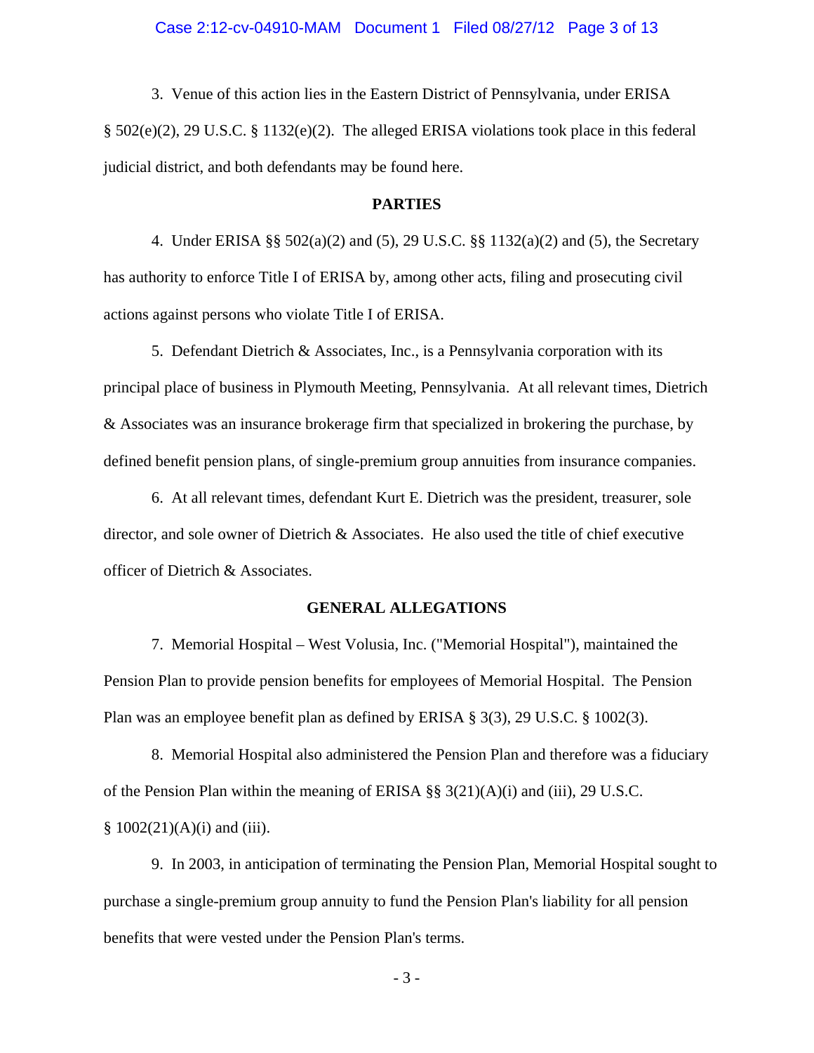3. Venue of this action lies in the Eastern District of Pennsylvania, under ERISA § 502(e)(2), 29 U.S.C. § 1132(e)(2). The alleged ERISA violations took place in this federal judicial district, and both defendants may be found here.

## PARTIES

4. Under ERISA §§ 502(a)(2) and (5), 29 U.S.C. §§ 1132(a)(2) and (5), the Secretary has authority to enforce Title I of ERISA by, among other acts, filing and prosecuting civil actions against persons who violate Title I of ERISA.

5. Defendant Dietrich & Associates, Inc., is a Pennsylvania corporation with its principal place of business in Plymouth Meeting, Pennsylvania. At all relevant times, Dietrich & Associates was an insurance brokerage firm that specialized in brokering the purchase, by defined benefit pension plans, of single-premium group annuities from insurance companies.

6. At all relevant times, defendant Kurt E. Dietrich was the president, treasurer, sole director, and sole owner of Dietrich & Associates. He also used the title of chief executive officer of Dietrich & Associates.

## GENERAL ALLEGATIONS

7. Memorial Hospital – West Volusia, Inc. ("Memorial Hospital"), maintained the Pension Plan to provide pension benefits for employees of Memorial Hospital. The Pension Plan was an employee benefit plan as defined by ERISA § 3(3), 29 U.S.C. § 1002(3).

8. Memorial Hospital also administered the Pension Plan and therefore was a fiduciary of the Pension Plan within the meaning of ERISA §§ 3(21)(A)(i) and (iii), 29 U.S.C. § 1002(21)(A)(i) and (iii).

9. In 2003, in anticipation of terminating the Pension Plan, Memorial Hospital sought to purchase a single-premium group annuity to fund the Pension Plan's liability for all pension benefits that were vested under the Pension Plan's terms.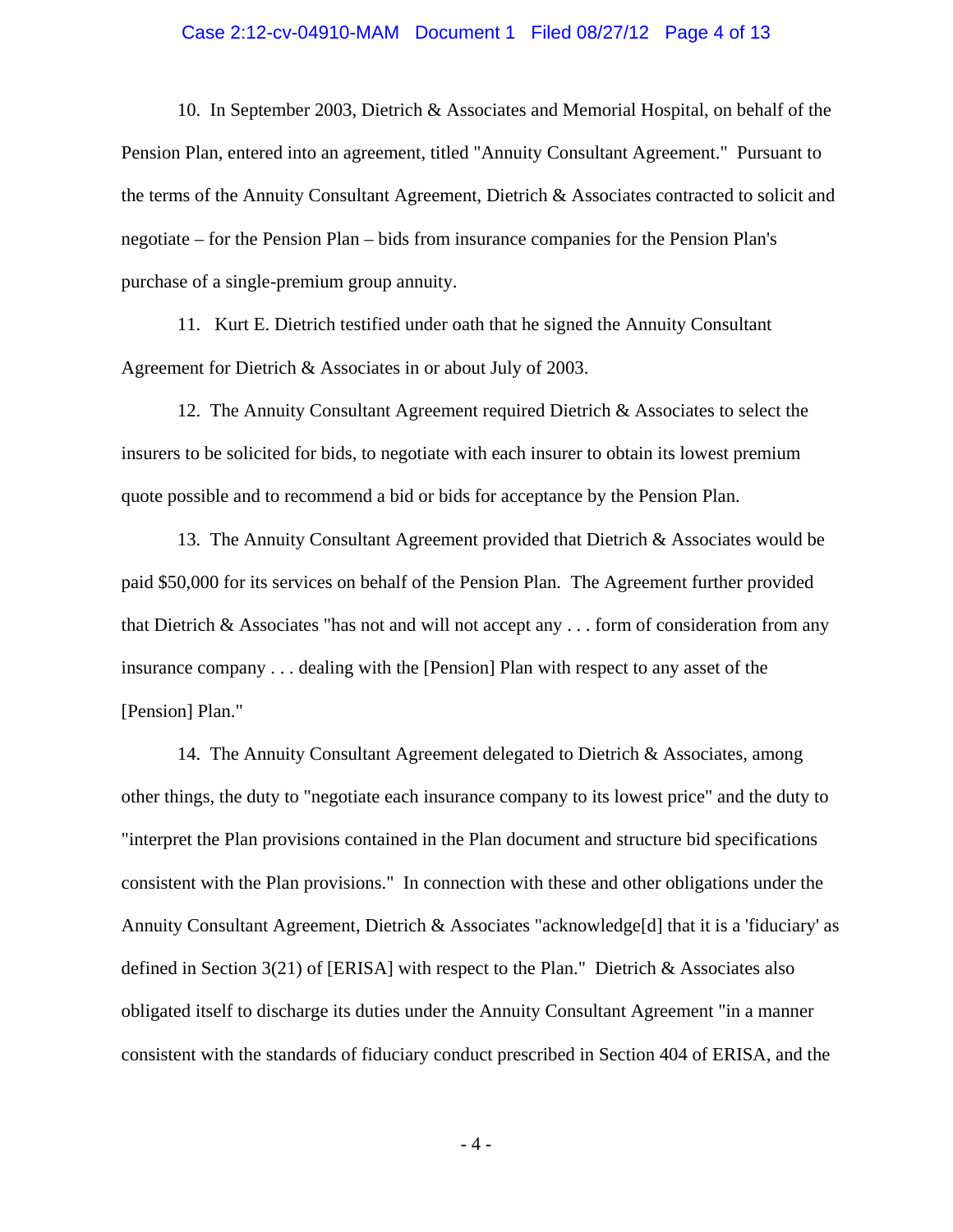10. In September 2003, Dietrich & Associates and Memorial Hospital, on behalf of the Pension Plan, entered into an agreement, titled "Annuity Consultant Agreement." Pursuant to the terms of the Annuity Consultant Agreement, Dietrich & Associates contracted to solicit and negotiate – for the Pension Plan – bids from insurance companies for the Pension Plan's purchase of a single-premium group annuity.

11. Kurt E. Dietrich testified under oath that he signed the Annuity Consultant Agreement for Dietrich & Associates in or about July of 2003.

12. The Annuity Consultant Agreement required Dietrich & Associates to select the insurers to be solicited for bids, to negotiate with each insurer to obtain its lowest premium quote possible and to recommend a bid or bids for acceptance by the Pension Plan.

13. The Annuity Consultant Agreement provided that Dietrich & Associates would be paid $50,000 for its services on behalf of the Pension Plan. The Agreement further provided that Dietrich & Associates "has not and will not accept any . . . form of consideration from any insurance company . . . dealing with the [Pension] Plan with respect to any asset of the [Pension] Plan."

14. The Annuity Consultant Agreement delegated to Dietrich & Associates, among other things, the duty to "negotiate each insurance company to its lowest price" and the duty to "interpret the Plan provisions contained in the Plan document and structure bid specifications consistent with the Plan provisions." In connection with these and other obligations under the Annuity Consultant Agreement, Dietrich & Associates "acknowledge[d] that it is a 'fiduciary' as defined in Section 3(21) of [ERISA] with respect to the Plan." Dietrich & Associates also obligated itself to discharge its duties under the Annuity Consultant Agreement "in a manner consistent with the standards of fiduciary conduct prescribed in Section 404 of ERISA, and the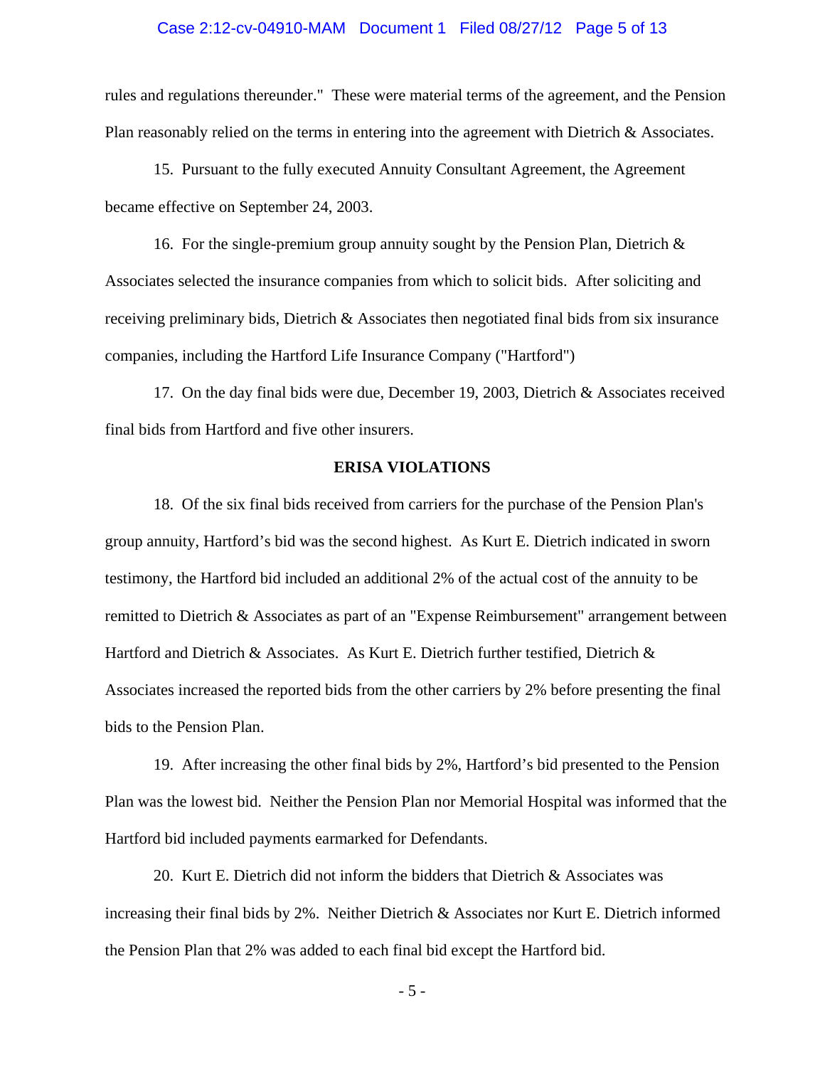rules and regulations thereunder." These were material terms of the agreement, and the Pension Plan reasonably relied on the terms in entering into the agreement with Dietrich & Associates.

15. Pursuant to the fully executed Annuity Consultant Agreement, the Agreement became effective on September 24, 2003.

16. For the single-premium group annuity sought by the Pension Plan, Dietrich & Associates selected the insurance companies from which to solicit bids. After soliciting and receiving preliminary bids, Dietrich & Associates then negotiated final bids from six insurance companies, including the Hartford Life Insurance Company ("Hartford")

17. On the day final bids were due, December 19, 2003, Dietrich & Associates received final bids from Hartford and five other insurers.

## ERISA VIOLATIONS

18. Of the six final bids received from carriers for the purchase of the Pension Plan's group annuity, Hartford's bid was the second highest. As Kurt E. Dietrich indicated in sworn testimony, the Hartford bid included an additional 2% of the actual cost of the annuity to be remitted to Dietrich & Associates as part of an "Expense Reimbursement" arrangement between Hartford and Dietrich & Associates. As Kurt E. Dietrich further testified, Dietrich & Associates increased the reported bids from the other carriers by 2% before presenting the final bids to the Pension Plan.

19. After increasing the other final bids by 2%, Hartford's bid presented to the Pension Plan was the lowest bid. Neither the Pension Plan nor Memorial Hospital was informed that the Hartford bid included payments earmarked for Defendants.

20. Kurt E. Dietrich did not inform the bidders that Dietrich & Associates was increasing their final bids by 2%. Neither Dietrich & Associates nor Kurt E. Dietrich informed the Pension Plan that 2% was added to each final bid except the Hartford bid.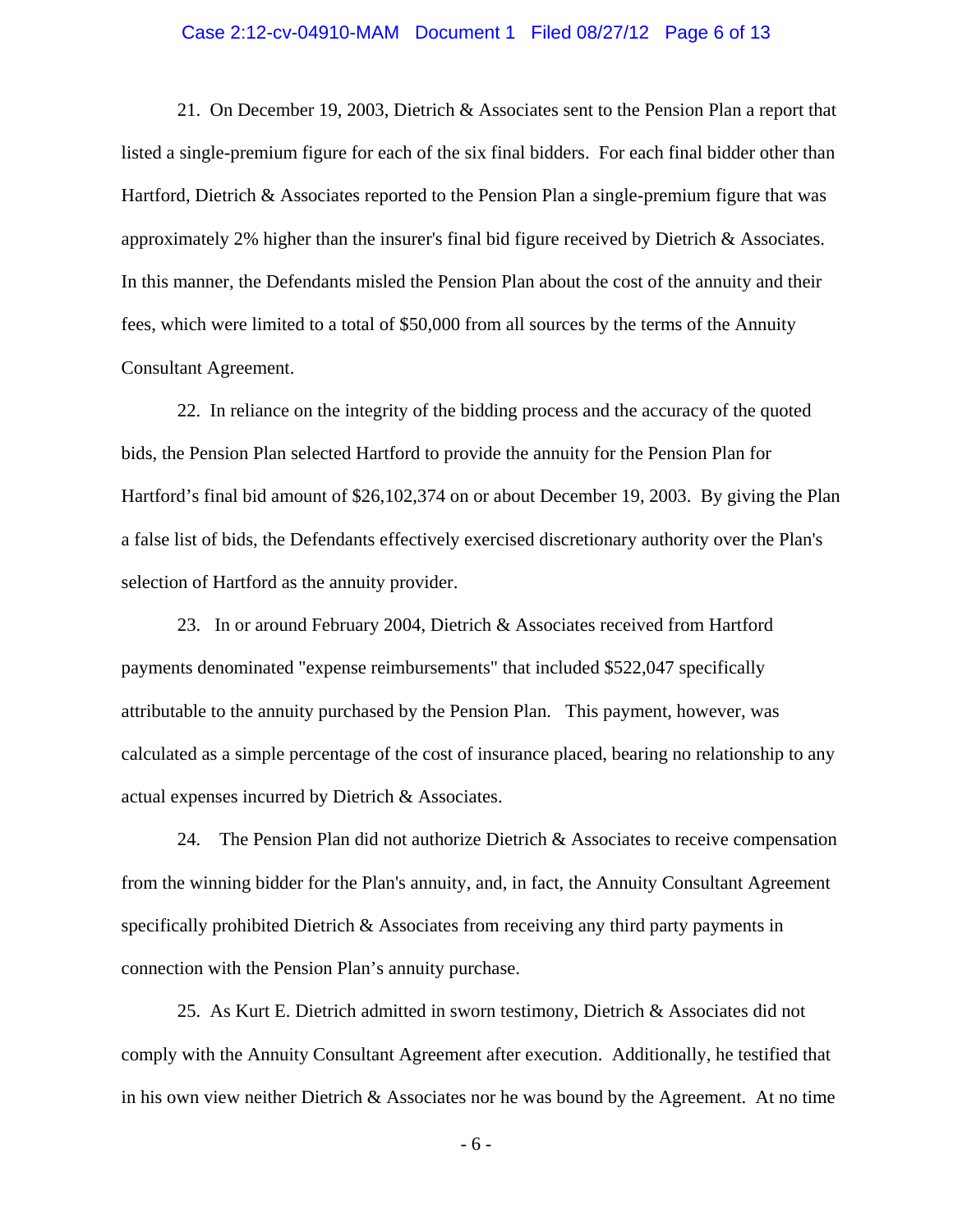21. On December 19, 2003, Dietrich & Associates sent to the Pension Plan a report that listed a single-premium figure for each of the six final bidders. For each final bidder other than Hartford, Dietrich & Associates reported to the Pension Plan a single-premium figure that was approximately 2% higher than the insurer's final bid figure received by Dietrich & Associates. In this manner, the Defendants misled the Pension Plan about the cost of the annuity and their fees, which were limited to a total of $50,000 from all sources by the terms of the Annuity Consultant Agreement.

22. In reliance on the integrity of the bidding process and the accuracy of the quoted bids, the Pension Plan selected Hartford to provide the annuity for the Pension Plan for Hartford's final bid amount of $26,102,374 on or about December 19, 2003. By giving the Plan a false list of bids, the Defendants effectively exercised discretionary authority over the Plan's selection of Hartford as the annuity provider.

23. In or around February 2004, Dietrich & Associates received from Hartford payments denominated "expense reimbursements" that included $522,047 specifically attributable to the annuity purchased by the Pension Plan. This payment, however, was calculated as a simple percentage of the cost of insurance placed, bearing no relationship to any actual expenses incurred by Dietrich & Associates.

24. The Pension Plan did not authorize Dietrich & Associates to receive compensation from the winning bidder for the Plan's annuity, and, in fact, the Annuity Consultant Agreement specifically prohibited Dietrich & Associates from receiving any third party payments in connection with the Pension Plan's annuity purchase.

25. As Kurt E. Dietrich admitted in sworn testimony, Dietrich & Associates did not comply with the Annuity Consultant Agreement after execution. Additionally, he testified that in his own view neither Dietrich & Associates nor he was bound by the Agreement. At no time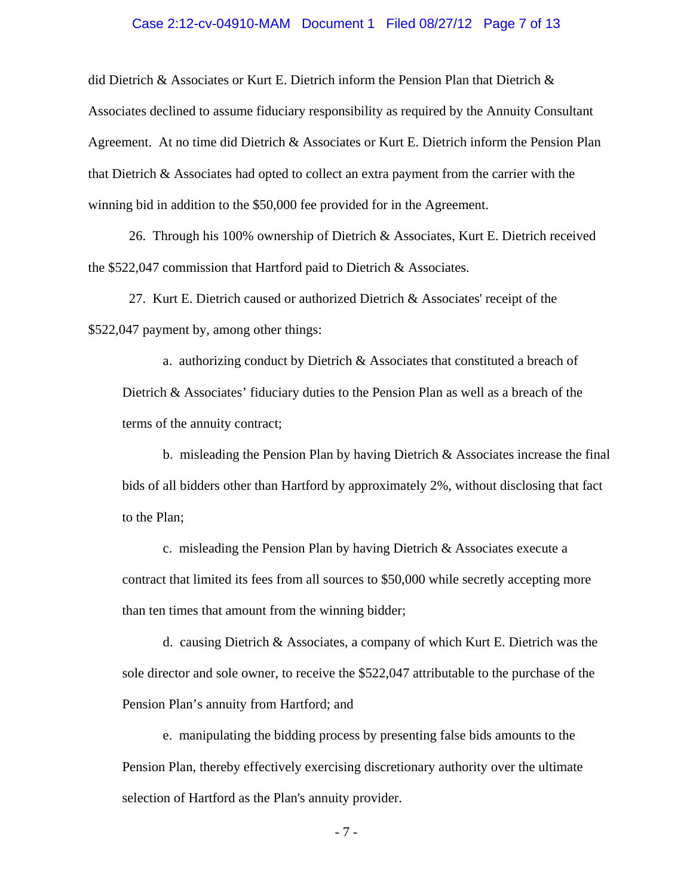did Dietrich & Associates or Kurt E. Dietrich inform the Pension Plan that Dietrich & Associates declined to assume fiduciary responsibility as required by the Annuity Consultant Agreement. At no time did Dietrich & Associates or Kurt E. Dietrich inform the Pension Plan that Dietrich & Associates had opted to collect an extra payment from the carrier with the winning bid in addition to the $50,000 fee provided for in the Agreement.

26. Through his 100% ownership of Dietrich & Associates, Kurt E. Dietrich received the $522,047 commission that Hartford paid to Dietrich & Associates.

27. Kurt E. Dietrich caused or authorized Dietrich & Associates' receipt of the $522,047 payment by, among other things:

a. authorizing conduct by Dietrich & Associates that constituted a breach of Dietrich & Associates' fiduciary duties to the Pension Plan as well as a breach of the terms of the annuity contract;

b. misleading the Pension Plan by having Dietrich & Associates increase the final bids of all bidders other than Hartford by approximately 2%, without disclosing that fact to the Plan;

c. misleading the Pension Plan by having Dietrich & Associates execute a contract that limited its fees from all sources to $50,000 while secretly accepting more than ten times that amount from the winning bidder;

d. causing Dietrich & Associates, a company of which Kurt E. Dietrich was the sole director and sole owner, to receive the $522,047 attributable to the purchase of the Pension Plan's annuity from Hartford; and

e. manipulating the bidding process by presenting false bids amounts to the Pension Plan, thereby effectively exercising discretionary authority over the ultimate selection of Hartford as the Plan's annuity provider.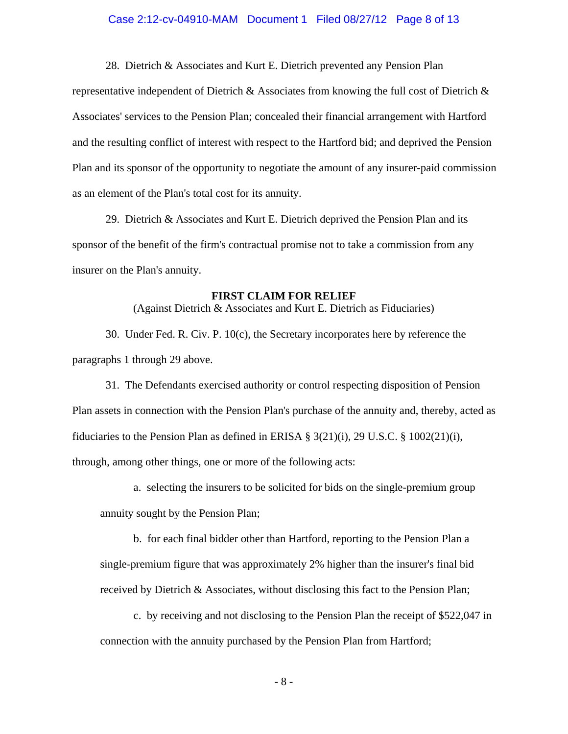28. Dietrich & Associates and Kurt E. Dietrich prevented any Pension Plan representative independent of Dietrich & Associates from knowing the full cost of Dietrich & Associates' services to the Pension Plan; concealed their financial arrangement with Hartford and the resulting conflict of interest with respect to the Hartford bid; and deprived the Pension Plan and its sponsor of the opportunity to negotiate the amount of any insurer-paid commission as an element of the Plan's total cost for its annuity.

29. Dietrich & Associates and Kurt E. Dietrich deprived the Pension Plan and its sponsor of the benefit of the firm's contractual promise not to take a commission from any insurer on the Plan's annuity.

**FIRST CLAIM FOR RELIEF**

(Against Dietrich & Associates and Kurt E. Dietrich as Fiduciaries)

30. Under Fed. R. Civ. P. 10(c), the Secretary incorporates here by reference the paragraphs 1 through 29 above.

31. The Defendants exercised authority or control respecting disposition of Pension Plan assets in connection with the Pension Plan's purchase of the annuity and, thereby, acted as fiduciaries to the Pension Plan as defined in ERISA § 3(21)(i), 29 U.S.C. § 1002(21)(i), through, among other things, one or more of the following acts:

a. selecting the insurers to be solicited for bids on the single-premium group annuity sought by the Pension Plan;

b. for each final bidder other than Hartford, reporting to the Pension Plan a single-premium figure that was approximately 2% higher than the insurer's final bid received by Dietrich & Associates, without disclosing this fact to the Pension Plan;

c. by receiving and not disclosing to the Pension Plan the receipt of $522,047 in connection with the annuity purchased by the Pension Plan from Hartford;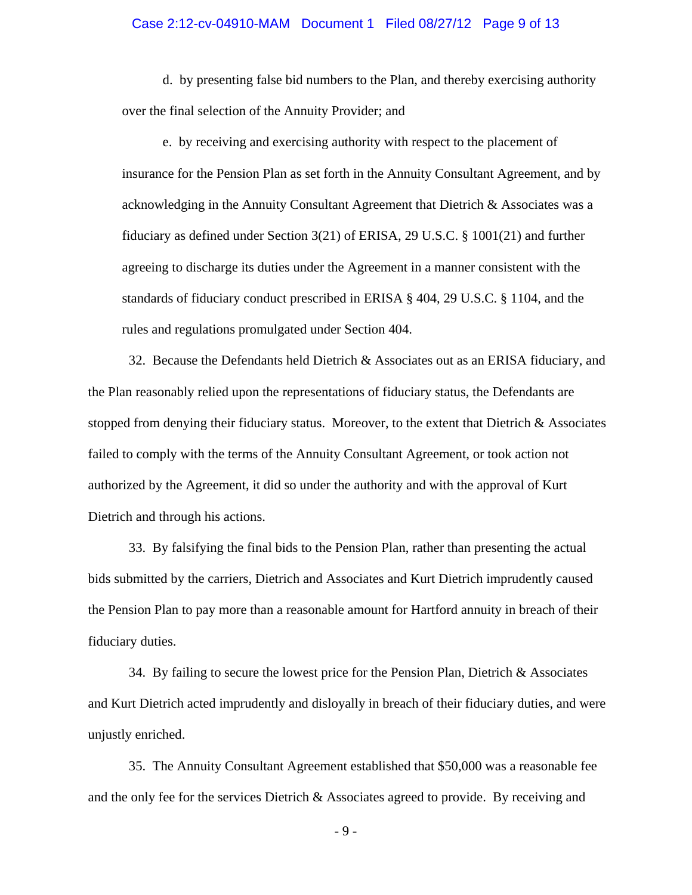d. by presenting false bid numbers to the Plan, and thereby exercising authority over the final selection of the Annuity Provider; and

e. by receiving and exercising authority with respect to the placement of insurance for the Pension Plan as set forth in the Annuity Consultant Agreement, and by acknowledging in the Annuity Consultant Agreement that Dietrich & Associates was a fiduciary as defined under Section 3(21) of ERISA, 29 U.S.C. § 1001(21) and further agreeing to discharge its duties under the Agreement in a manner consistent with the standards of fiduciary conduct prescribed in ERISA § 404, 29 U.S.C. § 1104, and the rules and regulations promulgated under Section 404.

32. Because the Defendants held Dietrich & Associates out as an ERISA fiduciary, and the Plan reasonably relied upon the representations of fiduciary status, the Defendants are stopped from denying their fiduciary status. Moreover, to the extent that Dietrich & Associates failed to comply with the terms of the Annuity Consultant Agreement, or took action not authorized by the Agreement, it did so under the authority and with the approval of Kurt Dietrich and through his actions.

33. By falsifying the final bids to the Pension Plan, rather than presenting the actual bids submitted by the carriers, Dietrich and Associates and Kurt Dietrich imprudently caused the Pension Plan to pay more than a reasonable amount for Hartford annuity in breach of their fiduciary duties.

34. By failing to secure the lowest price for the Pension Plan, Dietrich & Associates and Kurt Dietrich acted imprudently and disloyally in breach of their fiduciary duties, and were unjustly enriched.

35. The Annuity Consultant Agreement established that $50,000 was a reasonable fee and the only fee for the services Dietrich & Associates agreed to provide. By receiving and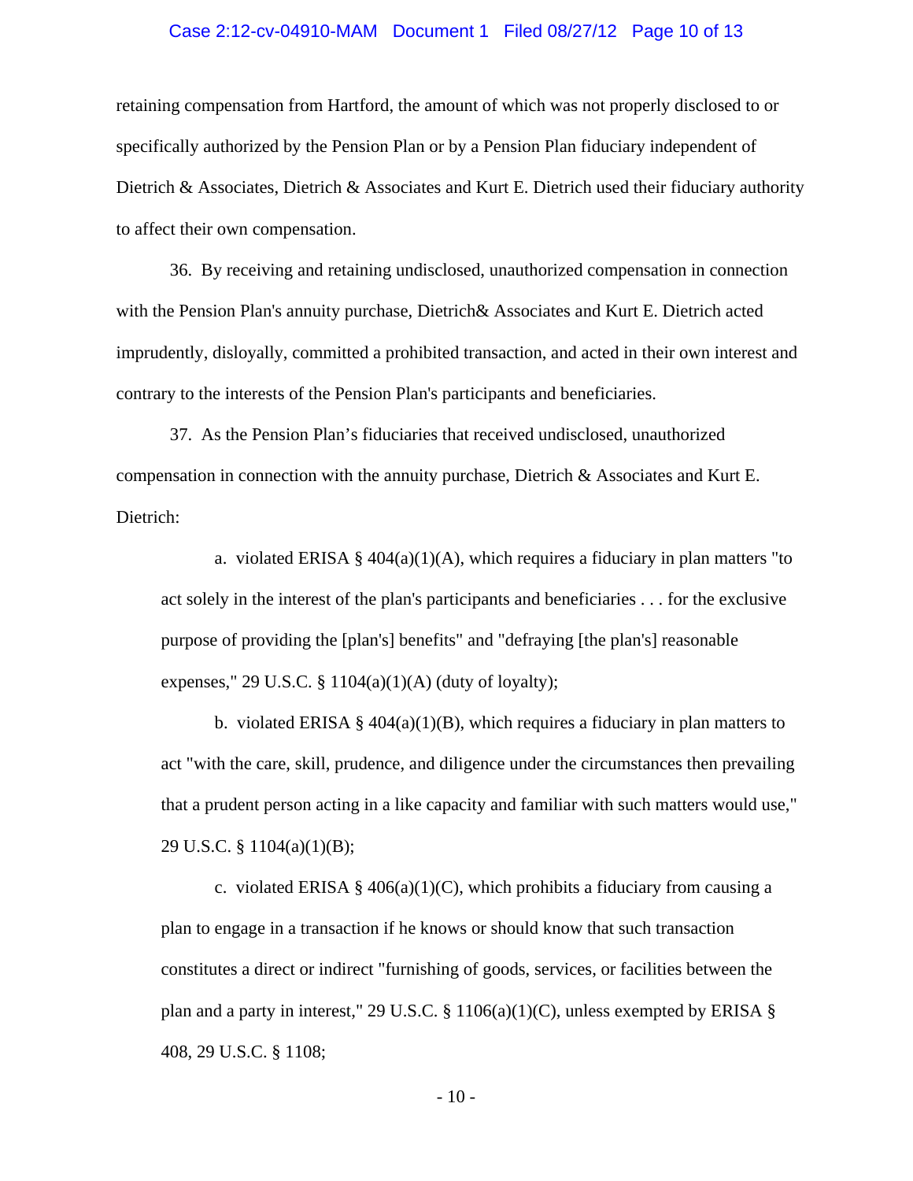retaining compensation from Hartford, the amount of which was not properly disclosed to or specifically authorized by the Pension Plan or by a Pension Plan fiduciary independent of Dietrich & Associates, Dietrich & Associates and Kurt E. Dietrich used their fiduciary authority to affect their own compensation.

36. By receiving and retaining undisclosed, unauthorized compensation in connection with the Pension Plan's annuity purchase, Dietrich& Associates and Kurt E. Dietrich acted imprudently, disloyally, committed a prohibited transaction, and acted in their own interest and contrary to the interests of the Pension Plan's participants and beneficiaries.

37. As the Pension Plan's fiduciaries that received undisclosed, unauthorized compensation in connection with the annuity purchase, Dietrich & Associates and Kurt E. Dietrich:

> a. violated ERISA § 404(a)(1)(A), which requires a fiduciary in plan matters "to act solely in the interest of the plan's participants and beneficiaries . . . for the exclusive purpose of providing the [plan's] benefits" and "defraying [the plan's] reasonable expenses," 29 U.S.C. § 1104(a)(1)(A) (duty of loyalty);
>
> b. violated ERISA § 404(a)(1)(B), which requires a fiduciary in plan matters to act "with the care, skill, prudence, and diligence under the circumstances then prevailing that a prudent person acting in a like capacity and familiar with such matters would use," 29 U.S.C. § 1104(a)(1)(B);
>
> c. violated ERISA § 406(a)(1)(C), which prohibits a fiduciary from causing a plan to engage in a transaction if he knows or should know that such transaction constitutes a direct or indirect "furnishing of goods, services, or facilities between the plan and a party in interest," 29 U.S.C. § 1106(a)(1)(C), unless exempted by ERISA § 408, 29 U.S.C. § 1108;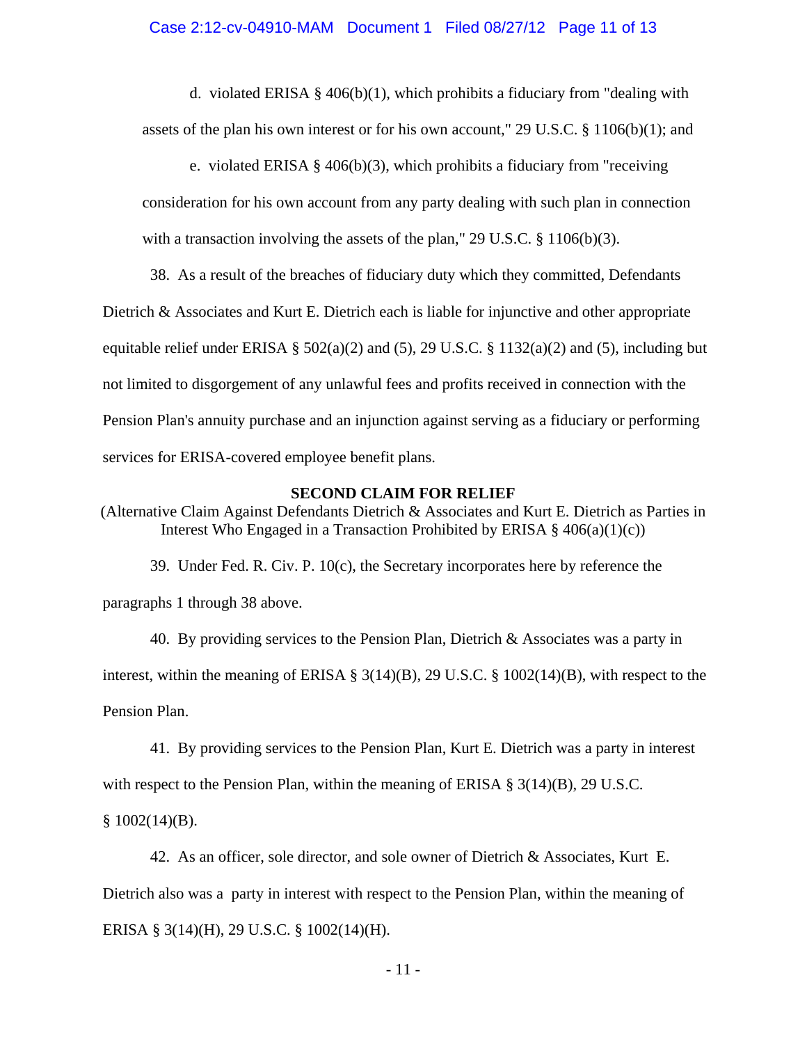d. violated ERISA § 406(b)(1), which prohibits a fiduciary from "dealing with assets of the plan his own interest or for his own account," 29 U.S.C. § 1106(b)(1); and

e. violated ERISA § 406(b)(3), which prohibits a fiduciary from "receiving consideration for his own account from any party dealing with such plan in connection with a transaction involving the assets of the plan," 29 U.S.C. § 1106(b)(3).

38. As a result of the breaches of fiduciary duty which they committed, Defendants Dietrich & Associates and Kurt E. Dietrich each is liable for injunctive and other appropriate equitable relief under ERISA § 502(a)(2) and (5), 29 U.S.C. § 1132(a)(2) and (5), including but not limited to disgorgement of any unlawful fees and profits received in connection with the Pension Plan's annuity purchase and an injunction against serving as a fiduciary or performing services for ERISA-covered employee benefit plans.

**SECOND CLAIM FOR RELIEF**

(Alternative Claim Against Defendants Dietrich & Associates and Kurt E. Dietrich as Parties in Interest Who Engaged in a Transaction Prohibited by ERISA § 406(a)(1)(c))

39. Under Fed. R. Civ. P. 10(c), the Secretary incorporates here by reference the paragraphs 1 through 38 above.

40. By providing services to the Pension Plan, Dietrich & Associates was a party in interest, within the meaning of ERISA § 3(14)(B), 29 U.S.C. § 1002(14)(B), with respect to the Pension Plan.

41. By providing services to the Pension Plan, Kurt E. Dietrich was a party in interest with respect to the Pension Plan, within the meaning of ERISA § 3(14)(B), 29 U.S.C. § 1002(14)(B).

42. As an officer, sole director, and sole owner of Dietrich & Associates, Kurt E. Dietrich also was a party in interest with respect to the Pension Plan, within the meaning of ERISA § 3(14)(H), 29 U.S.C. § 1002(14)(H).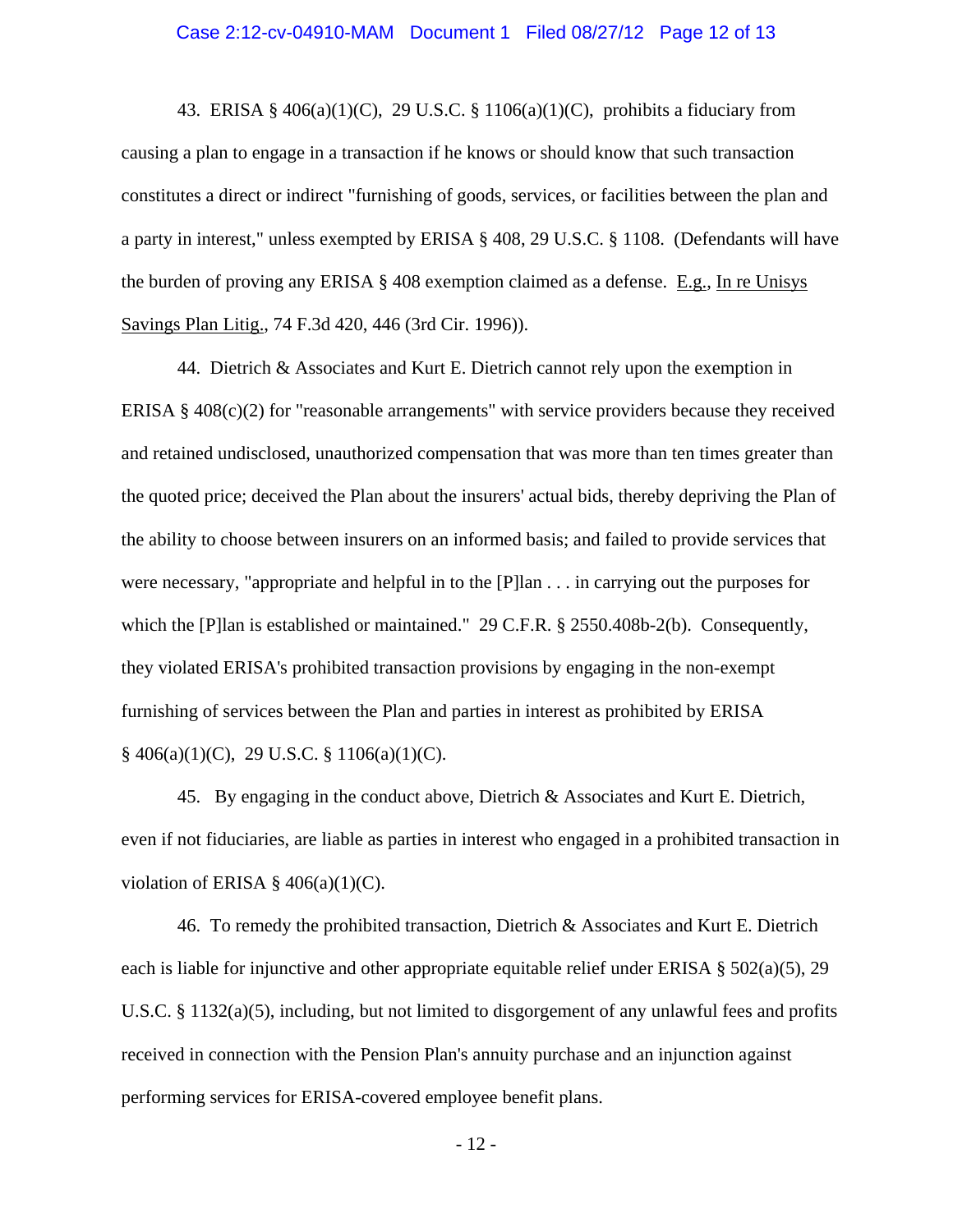43. ERISA § 406(a)(1)(C), 29 U.S.C. § 1106(a)(1)(C), prohibits a fiduciary from causing a plan to engage in a transaction if he knows or should know that such transaction constitutes a direct or indirect "furnishing of goods, services, or facilities between the plan and a party in interest," unless exempted by ERISA § 408, 29 U.S.C. § 1108. (Defendants will have the burden of proving any ERISA § 408 exemption claimed as a defense. E.g., In re Unisys Savings Plan Litig., 74 F.3d 420, 446 (3rd Cir. 1996)).

44. Dietrich & Associates and Kurt E. Dietrich cannot rely upon the exemption in ERISA § 408(c)(2) for "reasonable arrangements" with service providers because they received and retained undisclosed, unauthorized compensation that was more than ten times greater than the quoted price; deceived the Plan about the insurers' actual bids, thereby depriving the Plan of the ability to choose between insurers on an informed basis; and failed to provide services that were necessary, "appropriate and helpful in to the [P]lan . . . in carrying out the purposes for which the [P]lan is established or maintained." 29 C.F.R. § 2550.408b-2(b). Consequently, they violated ERISA's prohibited transaction provisions by engaging in the non-exempt furnishing of services between the Plan and parties in interest as prohibited by ERISA § 406(a)(1)(C), 29 U.S.C. § 1106(a)(1)(C).

45. By engaging in the conduct above, Dietrich & Associates and Kurt E. Dietrich, even if not fiduciaries, are liable as parties in interest who engaged in a prohibited transaction in violation of ERISA § 406(a)(1)(C).

46. To remedy the prohibited transaction, Dietrich & Associates and Kurt E. Dietrich each is liable for injunctive and other appropriate equitable relief under ERISA § 502(a)(5), 29 U.S.C. § 1132(a)(5), including, but not limited to disgorgement of any unlawful fees and profits received in connection with the Pension Plan's annuity purchase and an injunction against performing services for ERISA-covered employee benefit plans.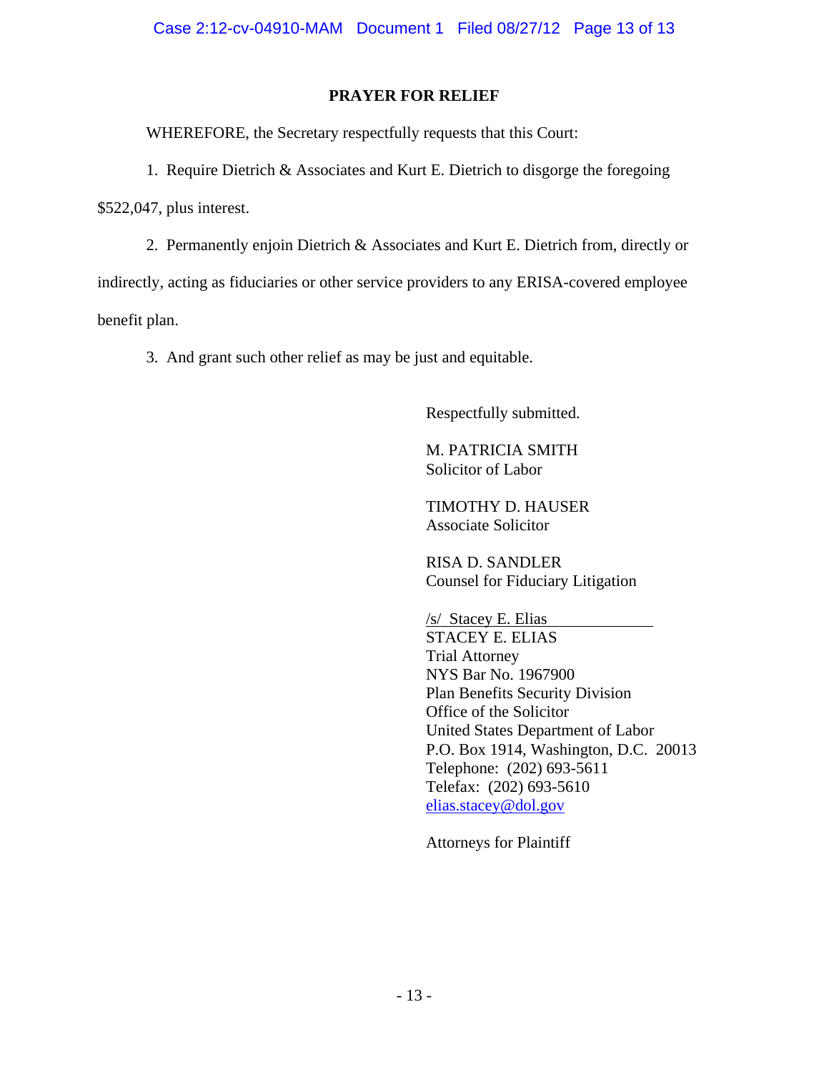## PRAYER FOR RELIEF

WHEREFORE, the Secretary respectfully requests that this Court:

1. Require Dietrich & Associates and Kurt E. Dietrich to disgorge the foregoing $522,047, plus interest.

2. Permanently enjoin Dietrich & Associates and Kurt E. Dietrich from, directly or indirectly, acting as fiduciaries or other service providers to any ERISA-covered employee benefit plan.

3. And grant such other relief as may be just and equitable.

Respectfully submitted.

M. PATRICIA SMITH
Solicitor of Labor

TIMOTHY D. HAUSER
Associate Solicitor

RISA D. SANDLER
Counsel for Fiduciary Litigation

/s/ Stacey E. Elias
STACEY E. ELIAS
Trial Attorney
NYS Bar No. 1967900
Plan Benefits Security Division
Office of the Solicitor
United States Department of Labor
P.O. Box 1914, Washington, D.C. 20013
Telephone: (202) 693-5611
Telefax: (202) 693-5610
elias.stacey@dol.gov

Attorneys for Plaintiff